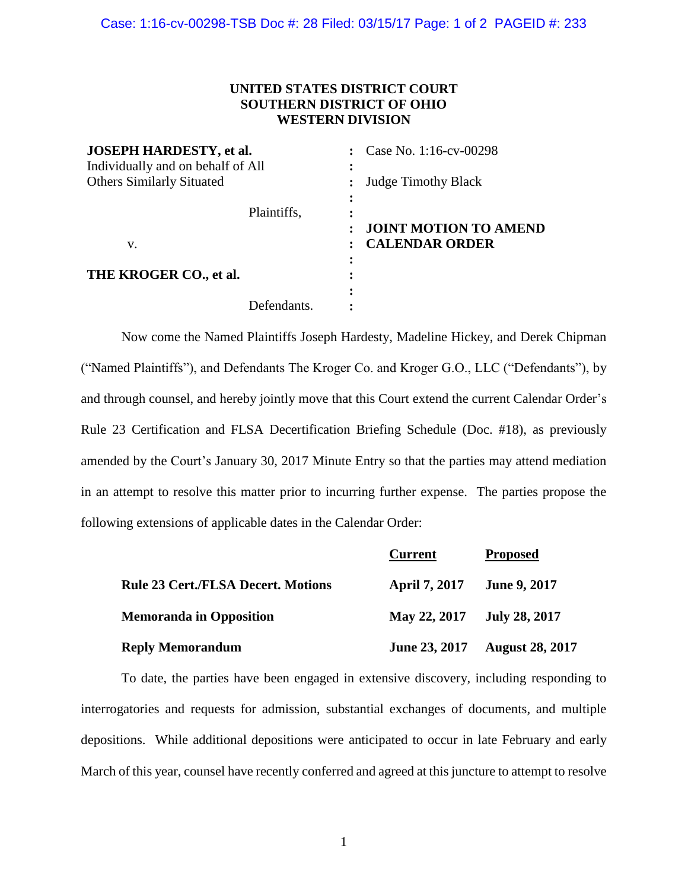**UNITED STATES DISTRICT COURT**
**SOUTHERN DISTRICT OF OHIO**
**WESTERN DIVISION**

| | | |
|---|---|---|
| **JOSEPH HARDESTY, et al.** Individually and on behalf of All Others Similarly Situated | : | Case No. 1:16-cv-00298 |
| | : | Judge Timothy Black |
| Plaintiffs, | : | |
| v. | : | **JOINT MOTION TO AMEND CALENDAR ORDER** |
| **THE KROGER CO., et al.** | : | |
| Defendants. | : | |

Now come the Named Plaintiffs Joseph Hardesty, Madeline Hickey, and Derek Chipman ("Named Plaintiffs"), and Defendants The Kroger Co. and Kroger G.O., LLC ("Defendants"), by and through counsel, and hereby jointly move that this Court extend the current Calendar Order's Rule 23 Certification and FLSA Decertification Briefing Schedule (Doc. #18), as previously amended by the Court's January 30, 2017 Minute Entry so that the parties may attend mediation in an attempt to resolve this matter prior to incurring further expense. The parties propose the following extensions of applicable dates in the Calendar Order:

| | Current | Proposed |
|---|---|---|
| **Rule 23 Cert./FLSA Decert. Motions** | **April 7, 2017** | **June 9, 2017** |
| **Memoranda in Opposition** | **May 22, 2017** | **July 28, 2017** |
| **Reply Memorandum** | **June 23, 2017** | **August 28, 2017** |

To date, the parties have been engaged in extensive discovery, including responding to interrogatories and requests for admission, substantial exchanges of documents, and multiple depositions. While additional depositions were anticipated to occur in late February and early March of this year, counsel have recently conferred and agreed at this juncture to attempt to resolve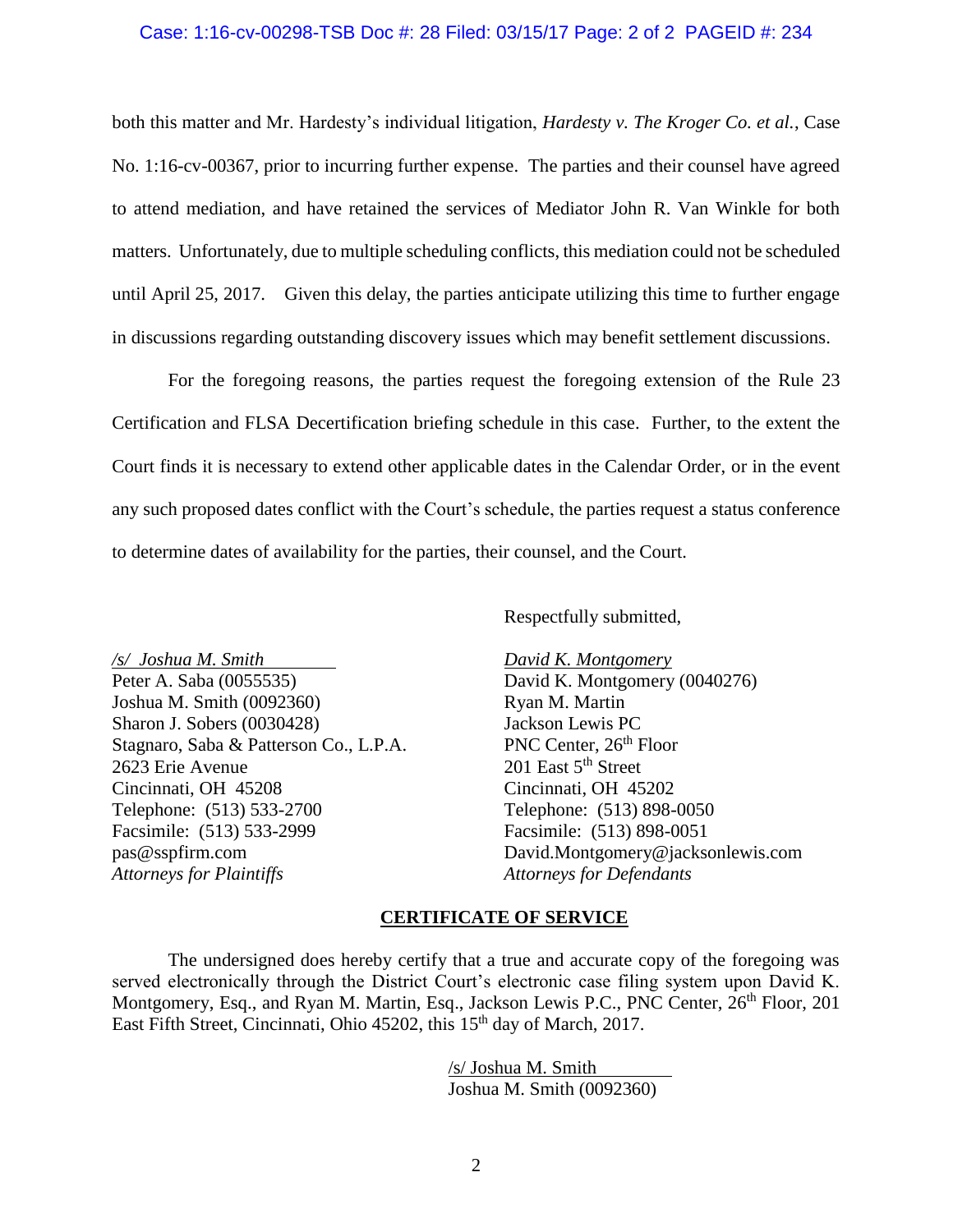both this matter and Mr. Hardesty's individual litigation, *Hardesty v. The Kroger Co. et al.*, Case No. 1:16-cv-00367, prior to incurring further expense. The parties and their counsel have agreed to attend mediation, and have retained the services of Mediator John R. Van Winkle for both matters. Unfortunately, due to multiple scheduling conflicts, this mediation could not be scheduled until April 25, 2017. Given this delay, the parties anticipate utilizing this time to further engage in discussions regarding outstanding discovery issues which may benefit settlement discussions.

For the foregoing reasons, the parties request the foregoing extension of the Rule 23 Certification and FLSA Decertification briefing schedule in this case. Further, to the extent the Court finds it is necessary to extend other applicable dates in the Calendar Order, or in the event any such proposed dates conflict with the Court's schedule, the parties request a status conference to determine dates of availability for the parties, their counsel, and the Court.

Respectfully submitted,

*/s/ Joshua M. Smith*
Peter A. Saba (0055535)
Joshua M. Smith (0092360)
Sharon J. Sobers (0030428)
Stagnaro, Saba & Patterson Co., L.P.A.
2623 Erie Avenue
Cincinnati, OH 45208
Telephone: (513) 533-2700
Facsimile: (513) 533-2999
pas@sspfirm.com
*Attorneys for Plaintiffs*

*David K. Montgomery*
David K. Montgomery (0040276)
Ryan M. Martin
Jackson Lewis PC
PNC Center, 26th Floor
201 East 5th Street
Cincinnati, OH 45202
Telephone: (513) 898-0050
Facsimile: (513) 898-0051
David.Montgomery@jacksonlewis.com
*Attorneys for Defendants*

**CERTIFICATE OF SERVICE**

The undersigned does hereby certify that a true and accurate copy of the foregoing was served electronically through the District Court's electronic case filing system upon David K. Montgomery, Esq., and Ryan M. Martin, Esq., Jackson Lewis P.C., PNC Center, 26th Floor, 201 East Fifth Street, Cincinnati, Ohio 45202, this 15th day of March, 2017.

/s/ Joshua M. Smith
Joshua M. Smith (0092360)